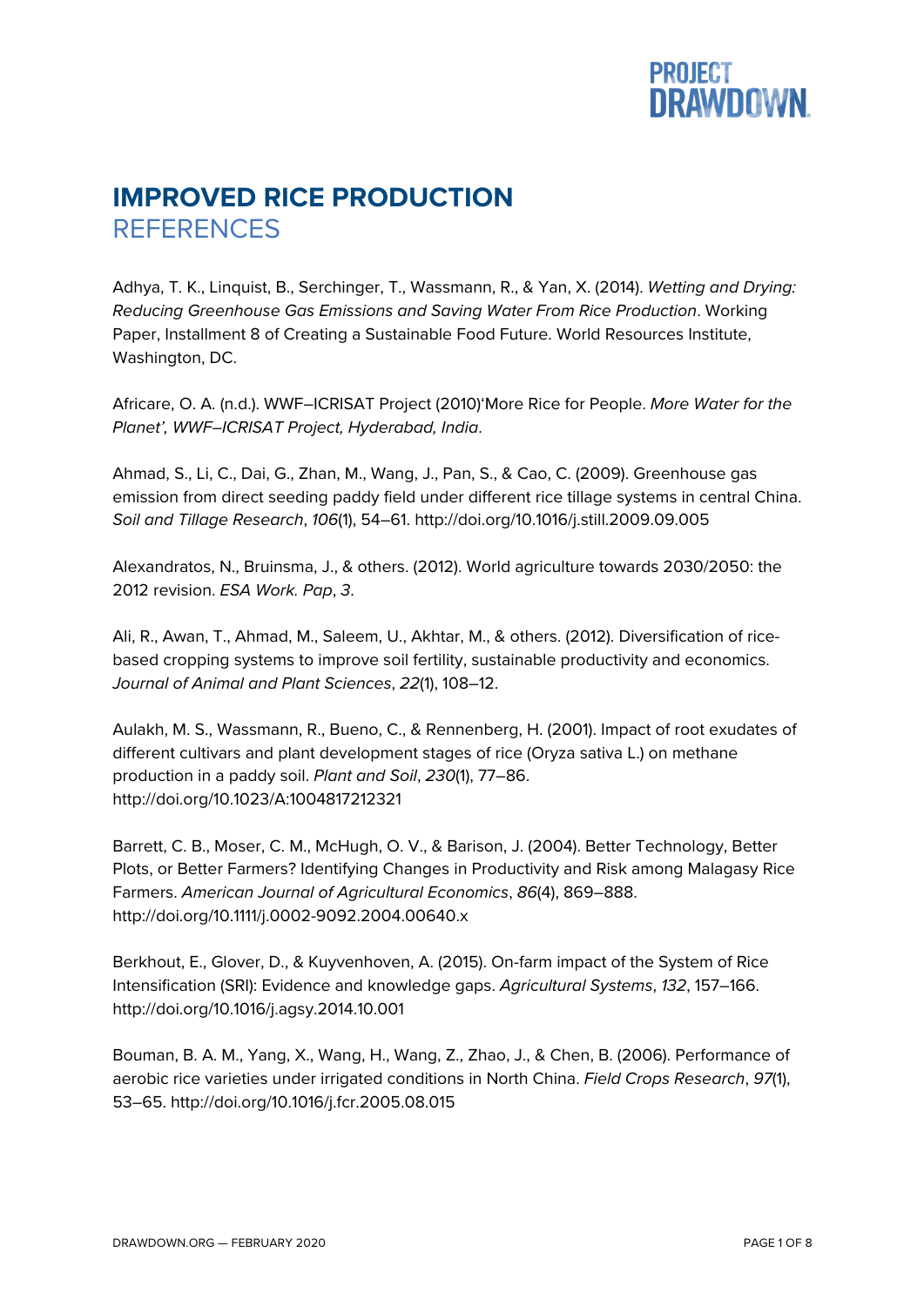# IMPROVED RICE PRODUCTION
## REFERENCES

Adhya, T. K., Linquist, B., Serchinger, T., Wassmann, R., & Yan, X. (2014). *Wetting and Drying: Reducing Greenhouse Gas Emissions and Saving Water From Rice Production*. Working Paper, Installment 8 of Creating a Sustainable Food Future. World Resources Institute, Washington, DC.

Africare, O. A. (n.d.). WWF–ICRISAT Project (2010)'More Rice for People. *More Water for the Planet', WWF–ICRISAT Project, Hyderabad, India*.

Ahmad, S., Li, C., Dai, G., Zhan, M., Wang, J., Pan, S., & Cao, C. (2009). Greenhouse gas emission from direct seeding paddy field under different rice tillage systems in central China. *Soil and Tillage Research*, *106*(1), 54–61. http://doi.org/10.1016/j.still.2009.09.005

Alexandratos, N., Bruinsma, J., & others. (2012). World agriculture towards 2030/2050: the 2012 revision. *ESA Work. Pap*, *3*.

Ali, R., Awan, T., Ahmad, M., Saleem, U., Akhtar, M., & others. (2012). Diversification of rice-based cropping systems to improve soil fertility, sustainable productivity and economics. *Journal of Animal and Plant Sciences*, *22*(1), 108–12.

Aulakh, M. S., Wassmann, R., Bueno, C., & Rennenberg, H. (2001). Impact of root exudates of different cultivars and plant development stages of rice (Oryza sativa L.) on methane production in a paddy soil. *Plant and Soil*, *230*(1), 77–86. http://doi.org/10.1023/A:1004817212321

Barrett, C. B., Moser, C. M., McHugh, O. V., & Barison, J. (2004). Better Technology, Better Plots, or Better Farmers? Identifying Changes in Productivity and Risk among Malagasy Rice Farmers. *American Journal of Agricultural Economics*, *86*(4), 869–888. http://doi.org/10.1111/j.0002-9092.2004.00640.x

Berkhout, E., Glover, D., & Kuyvenhoven, A. (2015). On-farm impact of the System of Rice Intensification (SRI): Evidence and knowledge gaps. *Agricultural Systems*, *132*, 157–166. http://doi.org/10.1016/j.agsy.2014.10.001

Bouman, B. A. M., Yang, X., Wang, H., Wang, Z., Zhao, J., & Chen, B. (2006). Performance of aerobic rice varieties under irrigated conditions in North China. *Field Crops Research*, *97*(1), 53–65. http://doi.org/10.1016/j.fcr.2005.08.015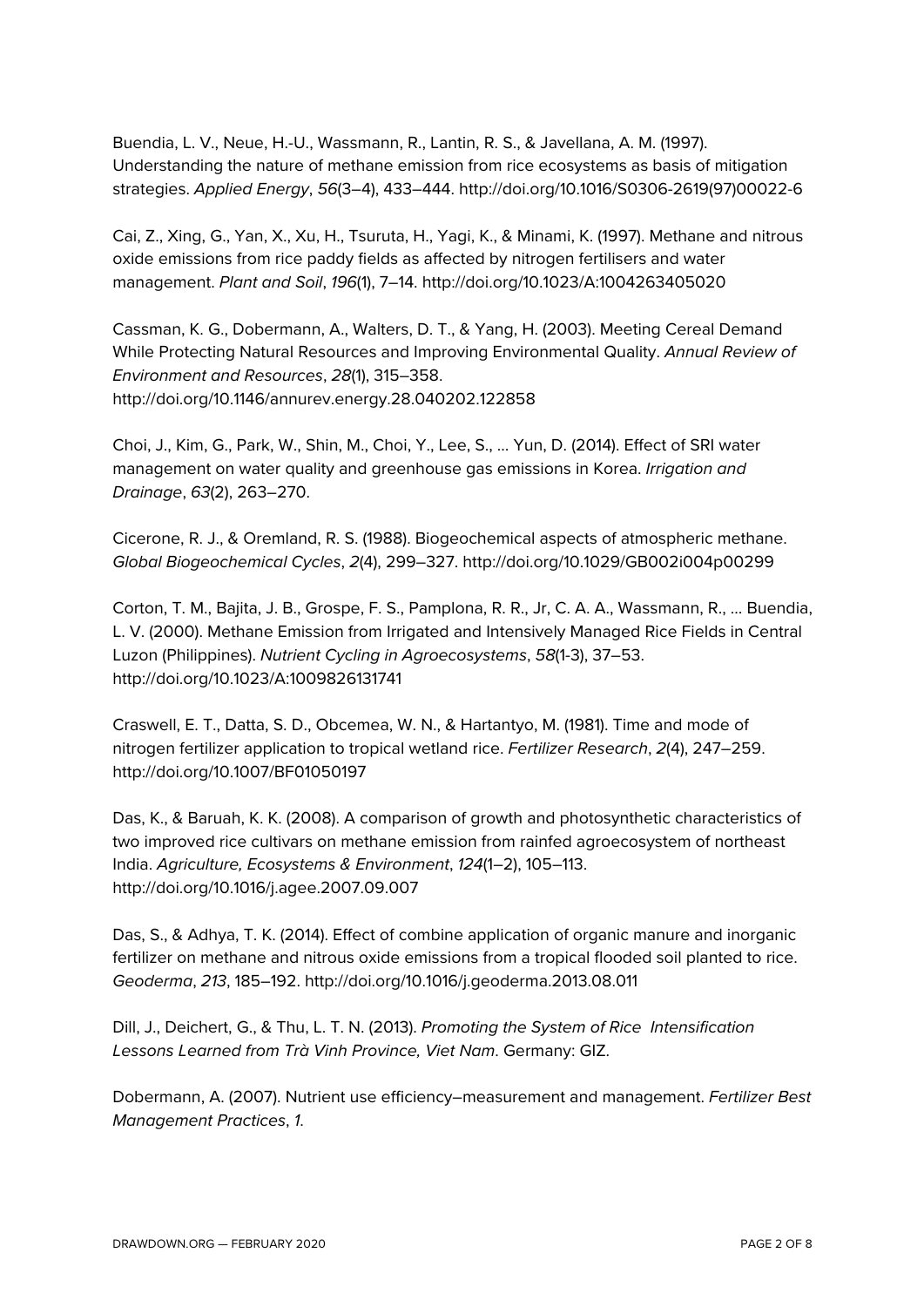Buendia, L. V., Neue, H.-U., Wassmann, R., Lantin, R. S., & Javellana, A. M. (1997). Understanding the nature of methane emission from rice ecosystems as basis of mitigation strategies. *Applied Energy*, *56*(3–4), 433–444. http://doi.org/10.1016/S0306-2619(97)00022-6

Cai, Z., Xing, G., Yan, X., Xu, H., Tsuruta, H., Yagi, K., & Minami, K. (1997). Methane and nitrous oxide emissions from rice paddy fields as affected by nitrogen fertilisers and water management. *Plant and Soil*, *196*(1), 7–14. http://doi.org/10.1023/A:1004263405020

Cassman, K. G., Dobermann, A., Walters, D. T., & Yang, H. (2003). Meeting Cereal Demand While Protecting Natural Resources and Improving Environmental Quality. *Annual Review of Environment and Resources*, *28*(1), 315–358. http://doi.org/10.1146/annurev.energy.28.040202.122858

Choi, J., Kim, G., Park, W., Shin, M., Choi, Y., Lee, S., ... Yun, D. (2014). Effect of SRI water management on water quality and greenhouse gas emissions in Korea. *Irrigation and Drainage*, *63*(2), 263–270.

Cicerone, R. J., & Oremland, R. S. (1988). Biogeochemical aspects of atmospheric methane. *Global Biogeochemical Cycles*, *2*(4), 299–327. http://doi.org/10.1029/GB002i004p00299

Corton, T. M., Bajita, J. B., Grospe, F. S., Pamplona, R. R., Jr, C. A. A., Wassmann, R., ... Buendia, L. V. (2000). Methane Emission from Irrigated and Intensively Managed Rice Fields in Central Luzon (Philippines). *Nutrient Cycling in Agroecosystems*, *58*(1-3), 37–53. http://doi.org/10.1023/A:1009826131741

Craswell, E. T., Datta, S. D., Obcemea, W. N., & Hartantyo, M. (1981). Time and mode of nitrogen fertilizer application to tropical wetland rice. *Fertilizer Research*, *2*(4), 247–259. http://doi.org/10.1007/BF01050197

Das, K., & Baruah, K. K. (2008). A comparison of growth and photosynthetic characteristics of two improved rice cultivars on methane emission from rainfed agroecosystem of northeast India. *Agriculture, Ecosystems & Environment*, *124*(1–2), 105–113. http://doi.org/10.1016/j.agee.2007.09.007

Das, S., & Adhya, T. K. (2014). Effect of combine application of organic manure and inorganic fertilizer on methane and nitrous oxide emissions from a tropical flooded soil planted to rice. *Geoderma*, *213*, 185–192. http://doi.org/10.1016/j.geoderma.2013.08.011

Dill, J., Deichert, G., & Thu, L. T. N. (2013). *Promoting the System of Rice Intensification Lessons Learned from Trà Vinh Province, Viet Nam*. Germany: GIZ.

Dobermann, A. (2007). Nutrient use efficiency–measurement and management. *Fertilizer Best Management Practices*, *1.*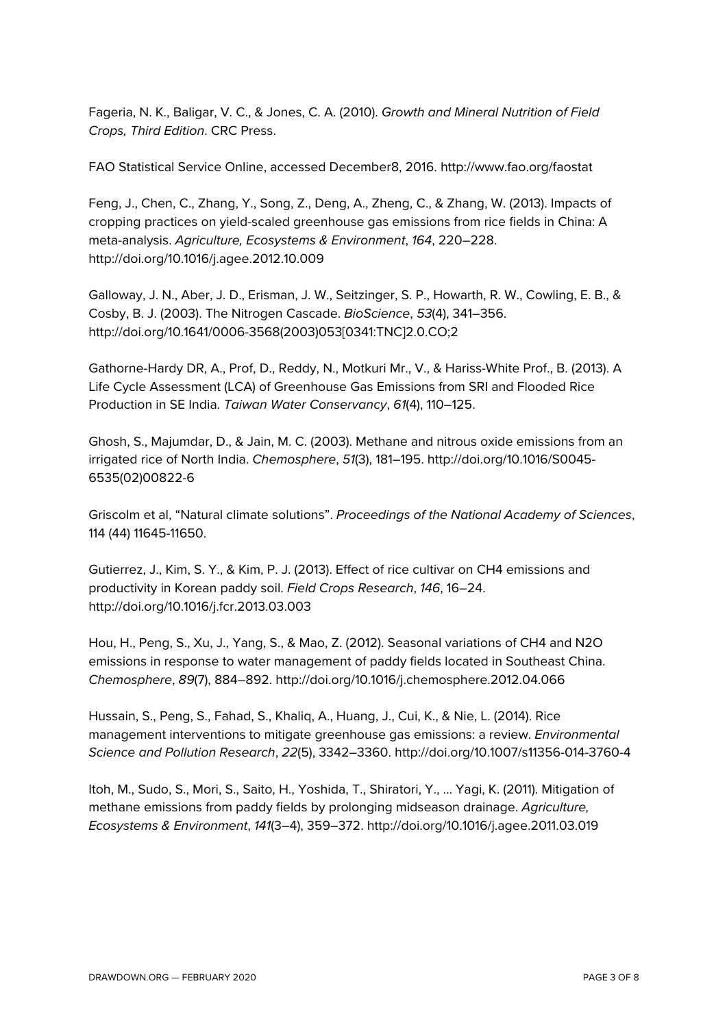Fageria, N. K., Baligar, V. C., & Jones, C. A. (2010). *Growth and Mineral Nutrition of Field Crops, Third Edition*. CRC Press.

FAO Statistical Service Online, accessed December8, 2016. http://www.fao.org/faostat

Feng, J., Chen, C., Zhang, Y., Song, Z., Deng, A., Zheng, C., & Zhang, W. (2013). Impacts of cropping practices on yield-scaled greenhouse gas emissions from rice fields in China: A meta-analysis. *Agriculture, Ecosystems & Environment*, *164*, 220–228. http://doi.org/10.1016/j.agee.2012.10.009

Galloway, J. N., Aber, J. D., Erisman, J. W., Seitzinger, S. P., Howarth, R. W., Cowling, E. B., & Cosby, B. J. (2003). The Nitrogen Cascade. *BioScience*, *53*(4), 341–356. http://doi.org/10.1641/0006-3568(2003)053[0341:TNC]2.0.CO;2

Gathorne-Hardy DR, A., Prof, D., Reddy, N., Motkuri Mr., V., & Hariss-White Prof., B. (2013). A Life Cycle Assessment (LCA) of Greenhouse Gas Emissions from SRI and Flooded Rice Production in SE India. *Taiwan Water Conservancy*, *61*(4), 110–125.

Ghosh, S., Majumdar, D., & Jain, M. C. (2003). Methane and nitrous oxide emissions from an irrigated rice of North India. *Chemosphere*, *51*(3), 181–195. http://doi.org/10.1016/S0045-6535(02)00822-6

Griscolm et al, "Natural climate solutions". *Proceedings of the National Academy of Sciences*, 114 (44) 11645-11650.

Gutierrez, J., Kim, S. Y., & Kim, P. J. (2013). Effect of rice cultivar on CH4 emissions and productivity in Korean paddy soil. *Field Crops Research*, *146*, 16–24. http://doi.org/10.1016/j.fcr.2013.03.003

Hou, H., Peng, S., Xu, J., Yang, S., & Mao, Z. (2012). Seasonal variations of CH4 and N2O emissions in response to water management of paddy fields located in Southeast China. *Chemosphere*, *89*(7), 884–892. http://doi.org/10.1016/j.chemosphere.2012.04.066

Hussain, S., Peng, S., Fahad, S., Khaliq, A., Huang, J., Cui, K., & Nie, L. (2014). Rice management interventions to mitigate greenhouse gas emissions: a review. *Environmental Science and Pollution Research*, *22*(5), 3342–3360. http://doi.org/10.1007/s11356-014-3760-4

Itoh, M., Sudo, S., Mori, S., Saito, H., Yoshida, T., Shiratori, Y., … Yagi, K. (2011). Mitigation of methane emissions from paddy fields by prolonging midseason drainage. *Agriculture, Ecosystems & Environment*, *141*(3–4), 359–372. http://doi.org/10.1016/j.agee.2011.03.019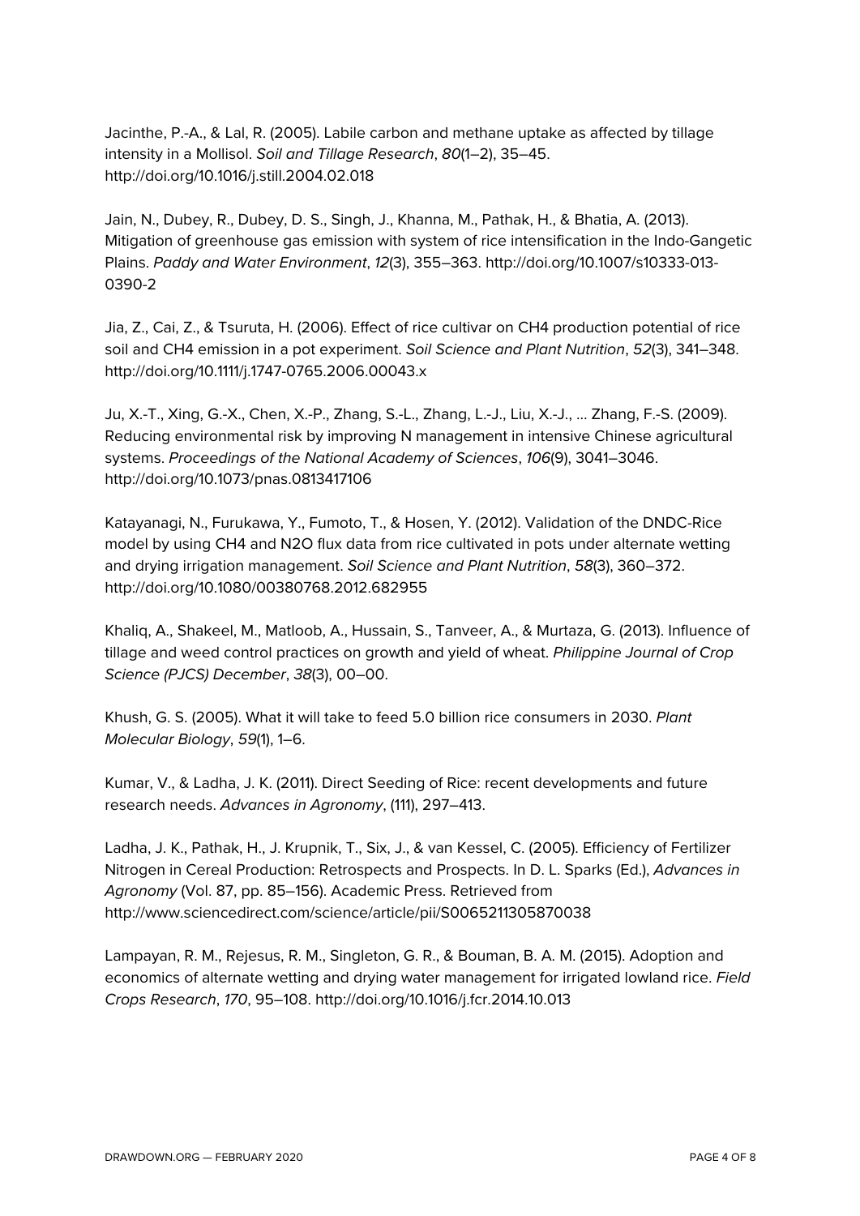Jacinthe, P.-A., & Lal, R. (2005). Labile carbon and methane uptake as affected by tillage intensity in a Mollisol. *Soil and Tillage Research*, *80*(1–2), 35–45. http://doi.org/10.1016/j.still.2004.02.018

Jain, N., Dubey, R., Dubey, D. S., Singh, J., Khanna, M., Pathak, H., & Bhatia, A. (2013). Mitigation of greenhouse gas emission with system of rice intensification in the Indo-Gangetic Plains. *Paddy and Water Environment*, *12*(3), 355–363. http://doi.org/10.1007/s10333-013-0390-2

Jia, Z., Cai, Z., & Tsuruta, H. (2006). Effect of rice cultivar on CH4 production potential of rice soil and CH4 emission in a pot experiment. *Soil Science and Plant Nutrition*, *52*(3), 341–348. http://doi.org/10.1111/j.1747-0765.2006.00043.x

Ju, X.-T., Xing, G.-X., Chen, X.-P., Zhang, S.-L., Zhang, L.-J., Liu, X.-J., … Zhang, F.-S. (2009). Reducing environmental risk by improving N management in intensive Chinese agricultural systems. *Proceedings of the National Academy of Sciences*, *106*(9), 3041–3046. http://doi.org/10.1073/pnas.0813417106

Katayanagi, N., Furukawa, Y., Fumoto, T., & Hosen, Y. (2012). Validation of the DNDC-Rice model by using CH4 and N2O flux data from rice cultivated in pots under alternate wetting and drying irrigation management. *Soil Science and Plant Nutrition*, *58*(3), 360–372. http://doi.org/10.1080/00380768.2012.682955

Khaliq, A., Shakeel, M., Matloob, A., Hussain, S., Tanveer, A., & Murtaza, G. (2013). Influence of tillage and weed control practices on growth and yield of wheat. *Philippine Journal of Crop Science (PJCS) December*, *38*(3), 00–00.

Khush, G. S. (2005). What it will take to feed 5.0 billion rice consumers in 2030. *Plant Molecular Biology*, *59*(1), 1–6.

Kumar, V., & Ladha, J. K. (2011). Direct Seeding of Rice: recent developments and future research needs. *Advances in Agronomy*, (111), 297–413.

Ladha, J. K., Pathak, H., J. Krupnik, T., Six, J., & van Kessel, C. (2005). Efficiency of Fertilizer Nitrogen in Cereal Production: Retrospects and Prospects. In D. L. Sparks (Ed.), *Advances in Agronomy* (Vol. 87, pp. 85–156). Academic Press. Retrieved from http://www.sciencedirect.com/science/article/pii/S0065211305870038

Lampayan, R. M., Rejesus, R. M., Singleton, G. R., & Bouman, B. A. M. (2015). Adoption and economics of alternate wetting and drying water management for irrigated lowland rice. *Field Crops Research*, *170*, 95–108. http://doi.org/10.1016/j.fcr.2014.10.013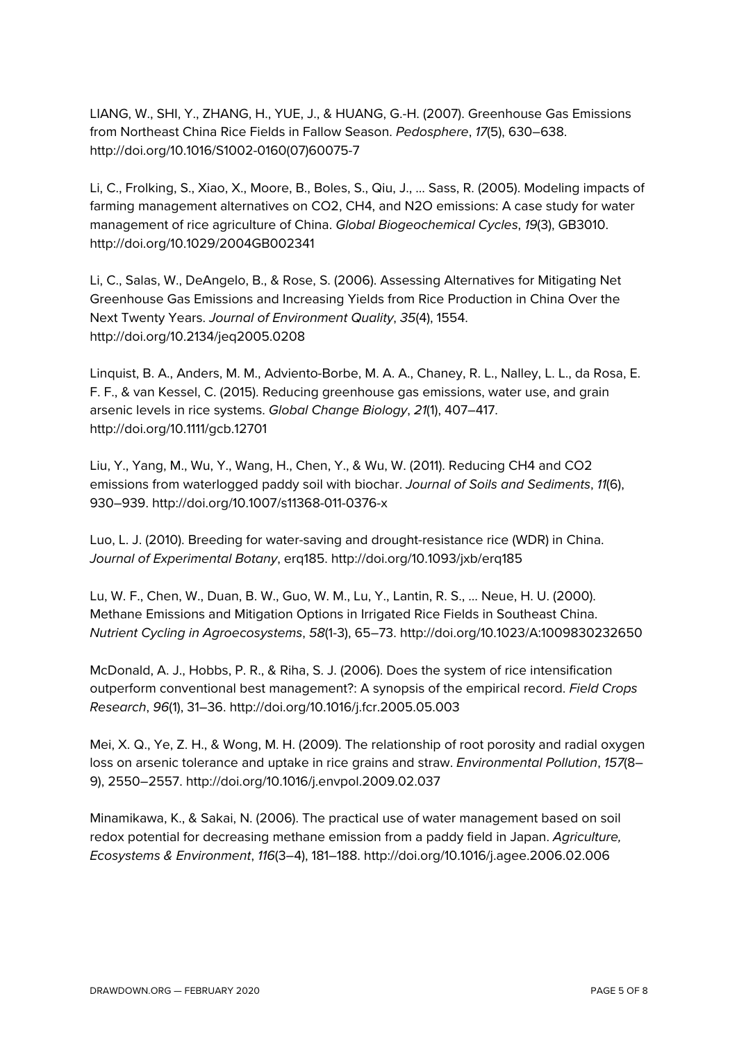LIANG, W., SHI, Y., ZHANG, H., YUE, J., & HUANG, G.-H. (2007). Greenhouse Gas Emissions from Northeast China Rice Fields in Fallow Season. *Pedosphere*, *17*(5), 630–638. http://doi.org/10.1016/S1002-0160(07)60075-7

Li, C., Frolking, S., Xiao, X., Moore, B., Boles, S., Qiu, J., ... Sass, R. (2005). Modeling impacts of farming management alternatives on CO2, CH4, and N2O emissions: A case study for water management of rice agriculture of China. *Global Biogeochemical Cycles*, *19*(3), GB3010. http://doi.org/10.1029/2004GB002341

Li, C., Salas, W., DeAngelo, B., & Rose, S. (2006). Assessing Alternatives for Mitigating Net Greenhouse Gas Emissions and Increasing Yields from Rice Production in China Over the Next Twenty Years. *Journal of Environment Quality*, *35*(4), 1554. http://doi.org/10.2134/jeq2005.0208

Linquist, B. A., Anders, M. M., Adviento-Borbe, M. A. A., Chaney, R. L., Nalley, L. L., da Rosa, E. F. F., & van Kessel, C. (2015). Reducing greenhouse gas emissions, water use, and grain arsenic levels in rice systems. *Global Change Biology*, *21*(1), 407–417. http://doi.org/10.1111/gcb.12701

Liu, Y., Yang, M., Wu, Y., Wang, H., Chen, Y., & Wu, W. (2011). Reducing CH4 and CO2 emissions from waterlogged paddy soil with biochar. *Journal of Soils and Sediments*, *11*(6), 930–939. http://doi.org/10.1007/s11368-011-0376-x

Luo, L. J. (2010). Breeding for water-saving and drought-resistance rice (WDR) in China. *Journal of Experimental Botany*, erq185. http://doi.org/10.1093/jxb/erq185

Lu, W. F., Chen, W., Duan, B. W., Guo, W. M., Lu, Y., Lantin, R. S., ... Neue, H. U. (2000). Methane Emissions and Mitigation Options in Irrigated Rice Fields in Southeast China. *Nutrient Cycling in Agroecosystems*, *58*(1-3), 65–73. http://doi.org/10.1023/A:1009830232650

McDonald, A. J., Hobbs, P. R., & Riha, S. J. (2006). Does the system of rice intensification outperform conventional best management?: A synopsis of the empirical record. *Field Crops Research*, *96*(1), 31–36. http://doi.org/10.1016/j.fcr.2005.05.003

Mei, X. Q., Ye, Z. H., & Wong, M. H. (2009). The relationship of root porosity and radial oxygen loss on arsenic tolerance and uptake in rice grains and straw. *Environmental Pollution*, *157*(8–9), 2550–2557. http://doi.org/10.1016/j.envpol.2009.02.037

Minamikawa, K., & Sakai, N. (2006). The practical use of water management based on soil redox potential for decreasing methane emission from a paddy field in Japan. *Agriculture, Ecosystems & Environment*, *116*(3–4), 181–188. http://doi.org/10.1016/j.agee.2006.02.006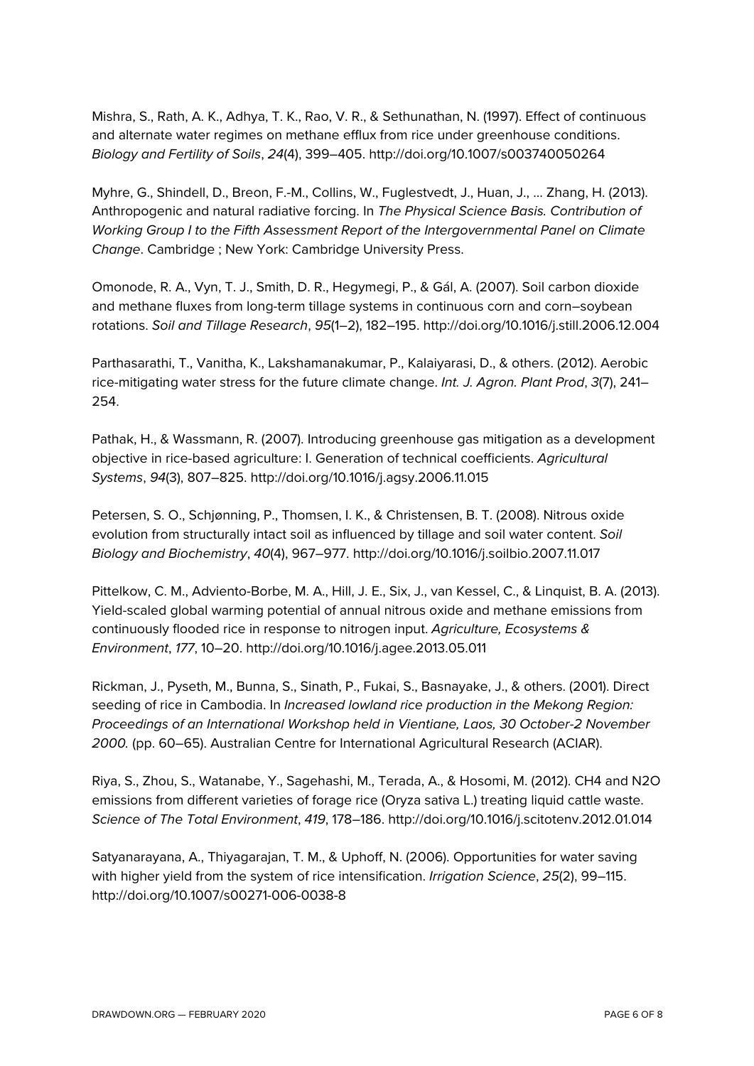Mishra, S., Rath, A. K., Adhya, T. K., Rao, V. R., & Sethunathan, N. (1997). Effect of continuous and alternate water regimes on methane efflux from rice under greenhouse conditions. *Biology and Fertility of Soils*, *24*(4), 399–405. http://doi.org/10.1007/s003740050264

Myhre, G., Shindell, D., Breon, F.-M., Collins, W., Fuglestvedt, J., Huan, J., … Zhang, H. (2013). Anthropogenic and natural radiative forcing. In *The Physical Science Basis. Contribution of Working Group I to the Fifth Assessment Report of the Intergovernmental Panel on Climate Change*. Cambridge ; New York: Cambridge University Press.

Omonode, R. A., Vyn, T. J., Smith, D. R., Hegymegi, P., & Gál, A. (2007). Soil carbon dioxide and methane fluxes from long-term tillage systems in continuous corn and corn–soybean rotations. *Soil and Tillage Research*, *95*(1–2), 182–195. http://doi.org/10.1016/j.still.2006.12.004

Parthasarathi, T., Vanitha, K., Lakshamanakumar, P., Kalaiyarasi, D., & others. (2012). Aerobic rice-mitigating water stress for the future climate change. *Int. J. Agron. Plant Prod*, *3*(7), 241–254.

Pathak, H., & Wassmann, R. (2007). Introducing greenhouse gas mitigation as a development objective in rice-based agriculture: I. Generation of technical coefficients. *Agricultural Systems*, *94*(3), 807–825. http://doi.org/10.1016/j.agsy.2006.11.015

Petersen, S. O., Schjønning, P., Thomsen, I. K., & Christensen, B. T. (2008). Nitrous oxide evolution from structurally intact soil as influenced by tillage and soil water content. *Soil Biology and Biochemistry*, *40*(4), 967–977. http://doi.org/10.1016/j.soilbio.2007.11.017

Pittelkow, C. M., Adviento-Borbe, M. A., Hill, J. E., Six, J., van Kessel, C., & Linquist, B. A. (2013). Yield-scaled global warming potential of annual nitrous oxide and methane emissions from continuously flooded rice in response to nitrogen input. *Agriculture, Ecosystems & Environment*, *177*, 10–20. http://doi.org/10.1016/j.agee.2013.05.011

Rickman, J., Pyseth, M., Bunna, S., Sinath, P., Fukai, S., Basnayake, J., & others. (2001). Direct seeding of rice in Cambodia. In *Increased lowland rice production in the Mekong Region: Proceedings of an International Workshop held in Vientiane, Laos, 30 October-2 November 2000.* (pp. 60–65). Australian Centre for International Agricultural Research (ACIAR).

Riya, S., Zhou, S., Watanabe, Y., Sagehashi, M., Terada, A., & Hosomi, M. (2012). CH4 and N2O emissions from different varieties of forage rice (Oryza sativa L.) treating liquid cattle waste. *Science of The Total Environment*, *419*, 178–186. http://doi.org/10.1016/j.scitotenv.2012.01.014

Satyanarayana, A., Thiyagarajan, T. M., & Uphoff, N. (2006). Opportunities for water saving with higher yield from the system of rice intensification. *Irrigation Science*, *25*(2), 99–115. http://doi.org/10.1007/s00271-006-0038-8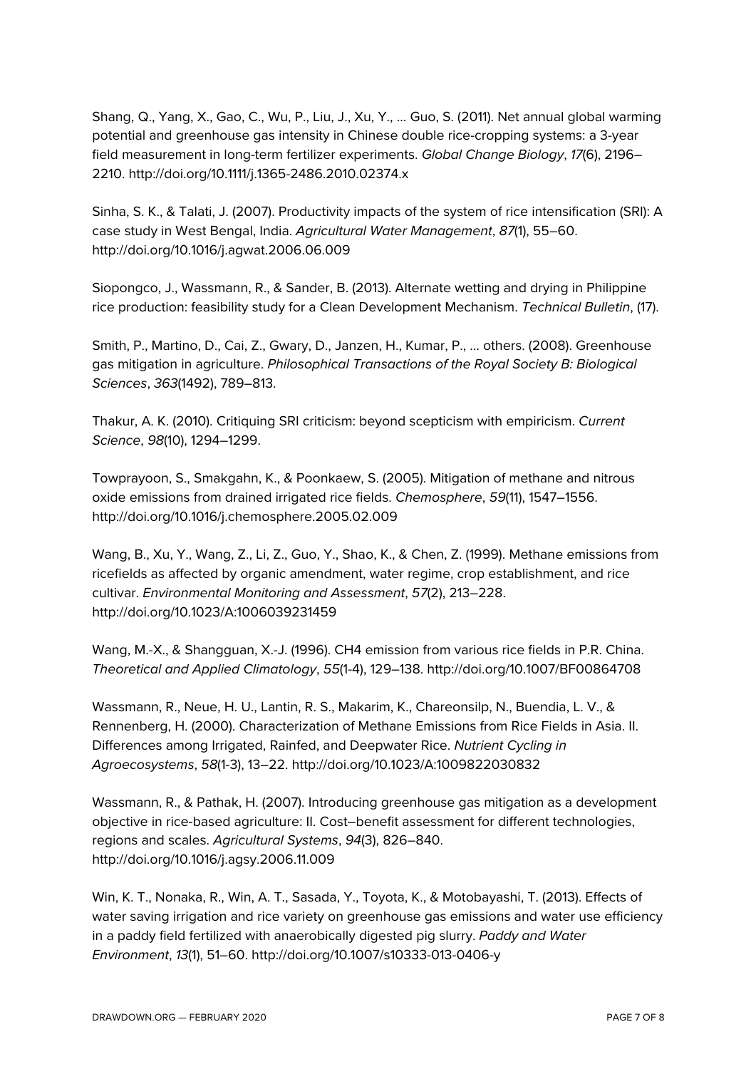Shang, Q., Yang, X., Gao, C., Wu, P., Liu, J., Xu, Y., … Guo, S. (2011). Net annual global warming potential and greenhouse gas intensity in Chinese double rice-cropping systems: a 3-year field measurement in long-term fertilizer experiments. *Global Change Biology*, *17*(6), 2196–2210. http://doi.org/10.1111/j.1365-2486.2010.02374.x

Sinha, S. K., & Talati, J. (2007). Productivity impacts of the system of rice intensification (SRI): A case study in West Bengal, India. *Agricultural Water Management*, *87*(1), 55–60. http://doi.org/10.1016/j.agwat.2006.06.009

Siopongco, J., Wassmann, R., & Sander, B. (2013). Alternate wetting and drying in Philippine rice production: feasibility study for a Clean Development Mechanism. *Technical Bulletin*, (17).

Smith, P., Martino, D., Cai, Z., Gwary, D., Janzen, H., Kumar, P., … others. (2008). Greenhouse gas mitigation in agriculture. *Philosophical Transactions of the Royal Society B: Biological Sciences*, *363*(1492), 789–813.

Thakur, A. K. (2010). Critiquing SRI criticism: beyond scepticism with empiricism. *Current Science*, *98*(10), 1294–1299.

Towprayoon, S., Smakgahn, K., & Poonkaew, S. (2005). Mitigation of methane and nitrous oxide emissions from drained irrigated rice fields. *Chemosphere*, *59*(11), 1547–1556. http://doi.org/10.1016/j.chemosphere.2005.02.009

Wang, B., Xu, Y., Wang, Z., Li, Z., Guo, Y., Shao, K., & Chen, Z. (1999). Methane emissions from ricefields as affected by organic amendment, water regime, crop establishment, and rice cultivar. *Environmental Monitoring and Assessment*, *57*(2), 213–228. http://doi.org/10.1023/A:1006039231459

Wang, M.-X., & Shangguan, X.-J. (1996). CH4 emission from various rice fields in P.R. China. *Theoretical and Applied Climatology*, *55*(1-4), 129–138. http://doi.org/10.1007/BF00864708

Wassmann, R., Neue, H. U., Lantin, R. S., Makarim, K., Chareonsilp, N., Buendia, L. V., & Rennenberg, H. (2000). Characterization of Methane Emissions from Rice Fields in Asia. II. Differences among Irrigated, Rainfed, and Deepwater Rice. *Nutrient Cycling in Agroecosystems*, *58*(1-3), 13–22. http://doi.org/10.1023/A:1009822030832

Wassmann, R., & Pathak, H. (2007). Introducing greenhouse gas mitigation as a development objective in rice-based agriculture: II. Cost–benefit assessment for different technologies, regions and scales. *Agricultural Systems*, *94*(3), 826–840. http://doi.org/10.1016/j.agsy.2006.11.009

Win, K. T., Nonaka, R., Win, A. T., Sasada, Y., Toyota, K., & Motobayashi, T. (2013). Effects of water saving irrigation and rice variety on greenhouse gas emissions and water use efficiency in a paddy field fertilized with anaerobically digested pig slurry. *Paddy and Water Environment*, *13*(1), 51–60. http://doi.org/10.1007/s10333-013-0406-y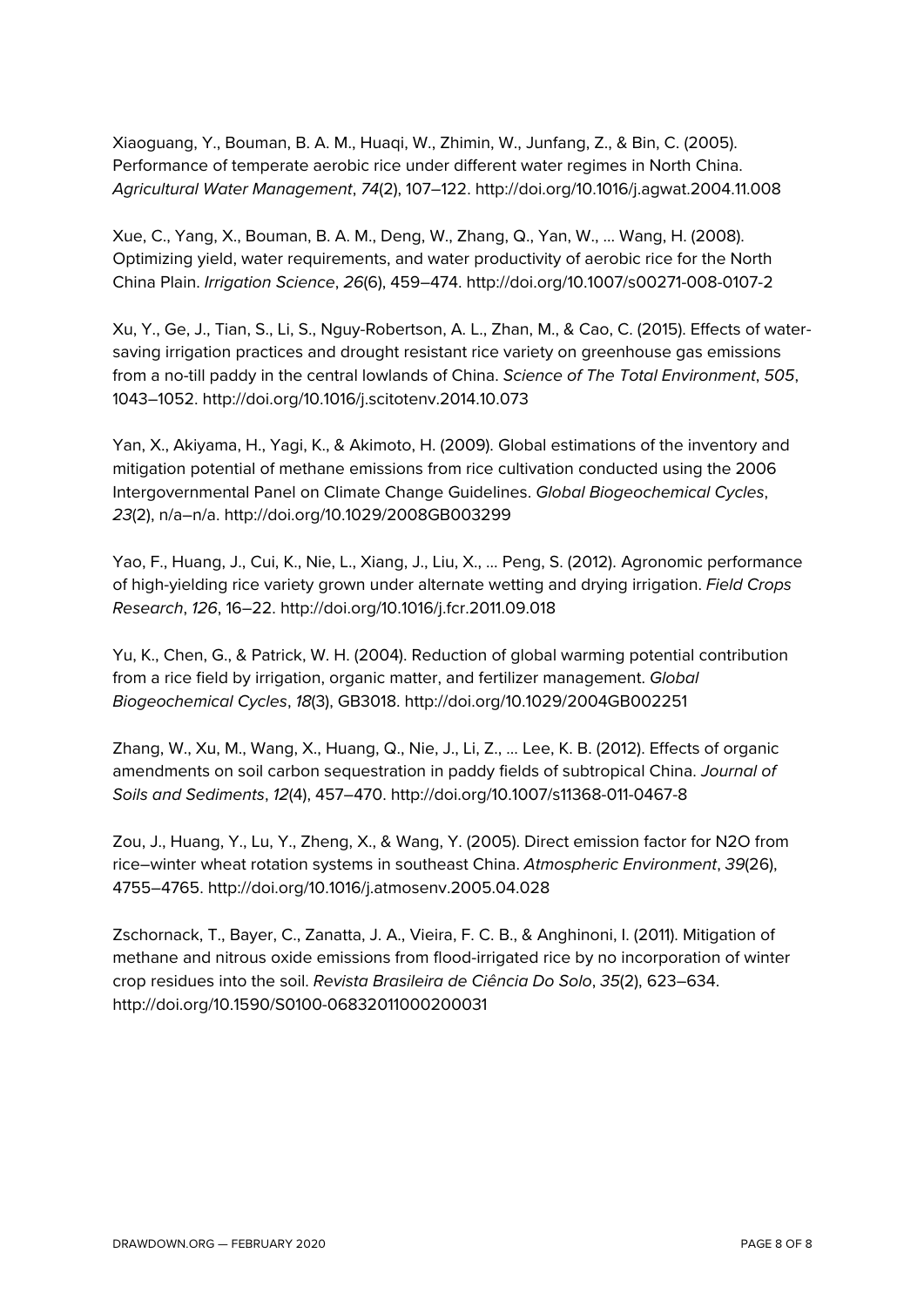Xiaoguang, Y., Bouman, B. A. M., Huaqi, W., Zhimin, W., Junfang, Z., & Bin, C. (2005). Performance of temperate aerobic rice under different water regimes in North China. *Agricultural Water Management*, *74*(2), 107–122. http://doi.org/10.1016/j.agwat.2004.11.008

Xue, C., Yang, X., Bouman, B. A. M., Deng, W., Zhang, Q., Yan, W., ... Wang, H. (2008). Optimizing yield, water requirements, and water productivity of aerobic rice for the North China Plain. *Irrigation Science*, *26*(6), 459–474. http://doi.org/10.1007/s00271-008-0107-2

Xu, Y., Ge, J., Tian, S., Li, S., Nguy-Robertson, A. L., Zhan, M., & Cao, C. (2015). Effects of water-saving irrigation practices and drought resistant rice variety on greenhouse gas emissions from a no-till paddy in the central lowlands of China. *Science of The Total Environment*, *505*, 1043–1052. http://doi.org/10.1016/j.scitotenv.2014.10.073

Yan, X., Akiyama, H., Yagi, K., & Akimoto, H. (2009). Global estimations of the inventory and mitigation potential of methane emissions from rice cultivation conducted using the 2006 Intergovernmental Panel on Climate Change Guidelines. *Global Biogeochemical Cycles*, *23*(2), n/a–n/a. http://doi.org/10.1029/2008GB003299

Yao, F., Huang, J., Cui, K., Nie, L., Xiang, J., Liu, X., ... Peng, S. (2012). Agronomic performance of high-yielding rice variety grown under alternate wetting and drying irrigation. *Field Crops Research*, *126*, 16–22. http://doi.org/10.1016/j.fcr.2011.09.018

Yu, K., Chen, G., & Patrick, W. H. (2004). Reduction of global warming potential contribution from a rice field by irrigation, organic matter, and fertilizer management. *Global Biogeochemical Cycles*, *18*(3), GB3018. http://doi.org/10.1029/2004GB002251

Zhang, W., Xu, M., Wang, X., Huang, Q., Nie, J., Li, Z., ... Lee, K. B. (2012). Effects of organic amendments on soil carbon sequestration in paddy fields of subtropical China. *Journal of Soils and Sediments*, *12*(4), 457–470. http://doi.org/10.1007/s11368-011-0467-8

Zou, J., Huang, Y., Lu, Y., Zheng, X., & Wang, Y. (2005). Direct emission factor for N2O from rice–winter wheat rotation systems in southeast China. *Atmospheric Environment*, *39*(26), 4755–4765. http://doi.org/10.1016/j.atmosenv.2005.04.028

Zschornack, T., Bayer, C., Zanatta, J. A., Vieira, F. C. B., & Anghinoni, I. (2011). Mitigation of methane and nitrous oxide emissions from flood-irrigated rice by no incorporation of winter crop residues into the soil. *Revista Brasileira de Ciência Do Solo*, *35*(2), 623–634. http://doi.org/10.1590/S0100-06832011000200031